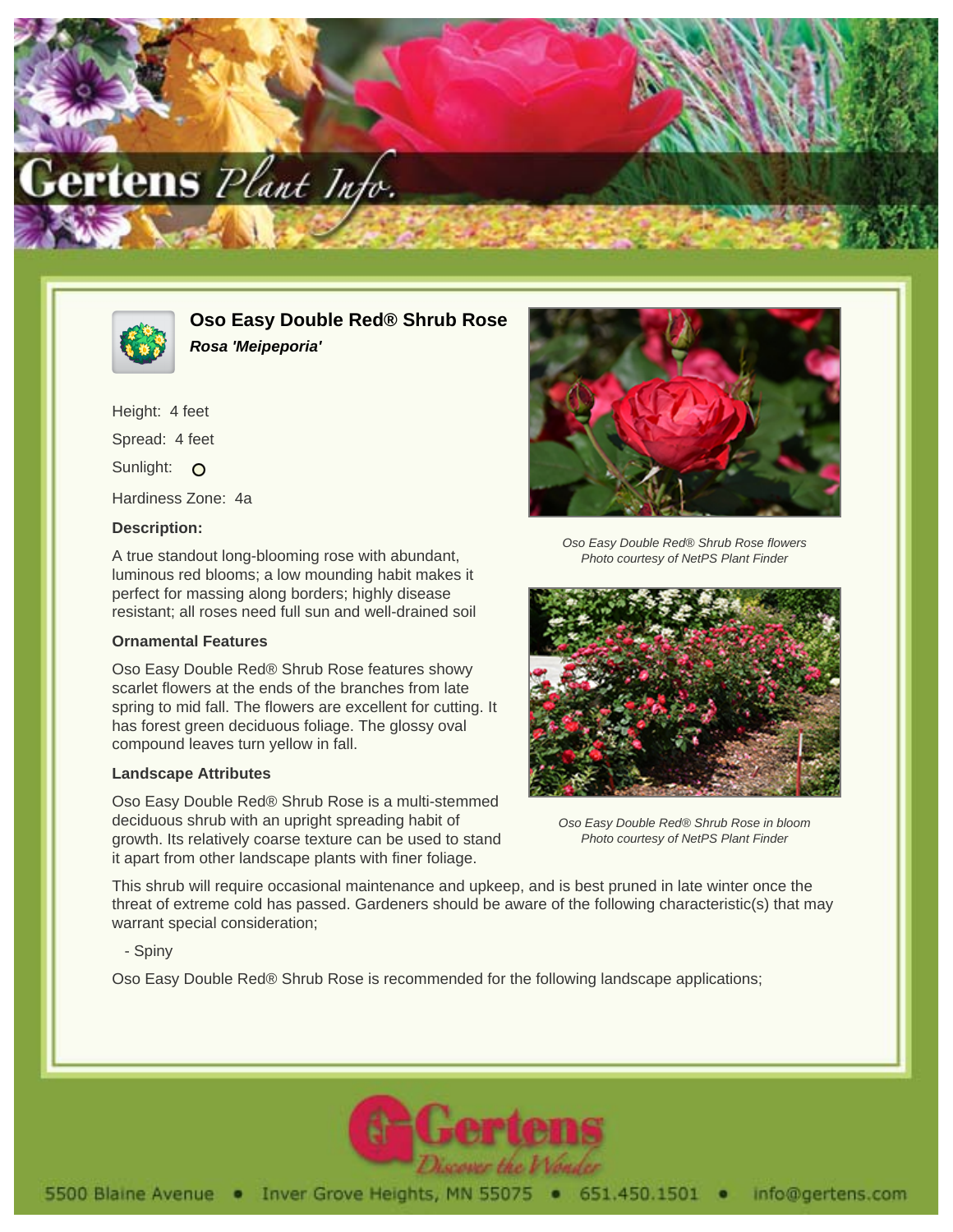# Oso Easy Double Red® Shrub Rose

***Rosa 'Meipeporia'***

Height: 4 feet

Spread: 4 feet

Sunlight: O

Hardiness Zone: 4a

**Description:**

A true standout long-blooming rose with abundant, luminous red blooms; a low mounding habit makes it perfect for massing along borders; highly disease resistant; all roses need full sun and well-drained soil

**Ornamental Features**

Oso Easy Double Red® Shrub Rose features showy scarlet flowers at the ends of the branches from late spring to mid fall. The flowers are excellent for cutting. It has forest green deciduous foliage. The glossy oval compound leaves turn yellow in fall.

**Landscape Attributes**

Oso Easy Double Red® Shrub Rose is a multi-stemmed deciduous shrub with an upright spreading habit of growth. Its relatively coarse texture can be used to stand it apart from other landscape plants with finer foliage.

*Oso Easy Double Red® Shrub Rose flowers*
*Photo courtesy of NetPS Plant Finder*

*Oso Easy Double Red® Shrub Rose in bloom*
*Photo courtesy of NetPS Plant Finder*

This shrub will require occasional maintenance and upkeep, and is best pruned in late winter once the threat of extreme cold has passed. Gardeners should be aware of the following characteristic(s) that may warrant special consideration;

- Spiny

Oso Easy Double Red® Shrub Rose is recommended for the following landscape applications;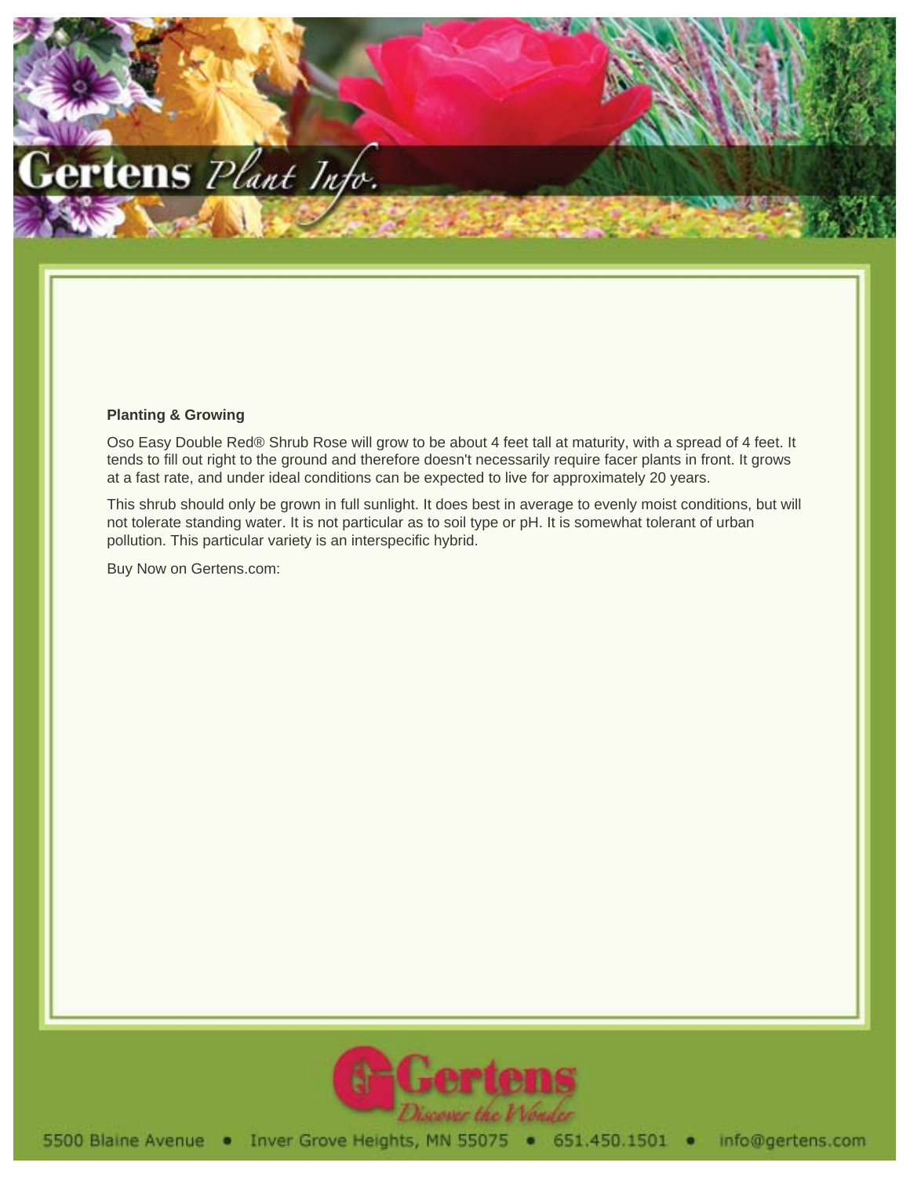**Planting & Growing**

Oso Easy Double Red® Shrub Rose will grow to be about 4 feet tall at maturity, with a spread of 4 feet. It tends to fill out right to the ground and therefore doesn't necessarily require facer plants in front. It grows at a fast rate, and under ideal conditions can be expected to live for approximately 20 years.

This shrub should only be grown in full sunlight. It does best in average to evenly moist conditions, but will not tolerate standing water. It is not particular as to soil type or pH. It is somewhat tolerant of urban pollution. This particular variety is an interspecific hybrid.

Buy Now on Gertens.com: